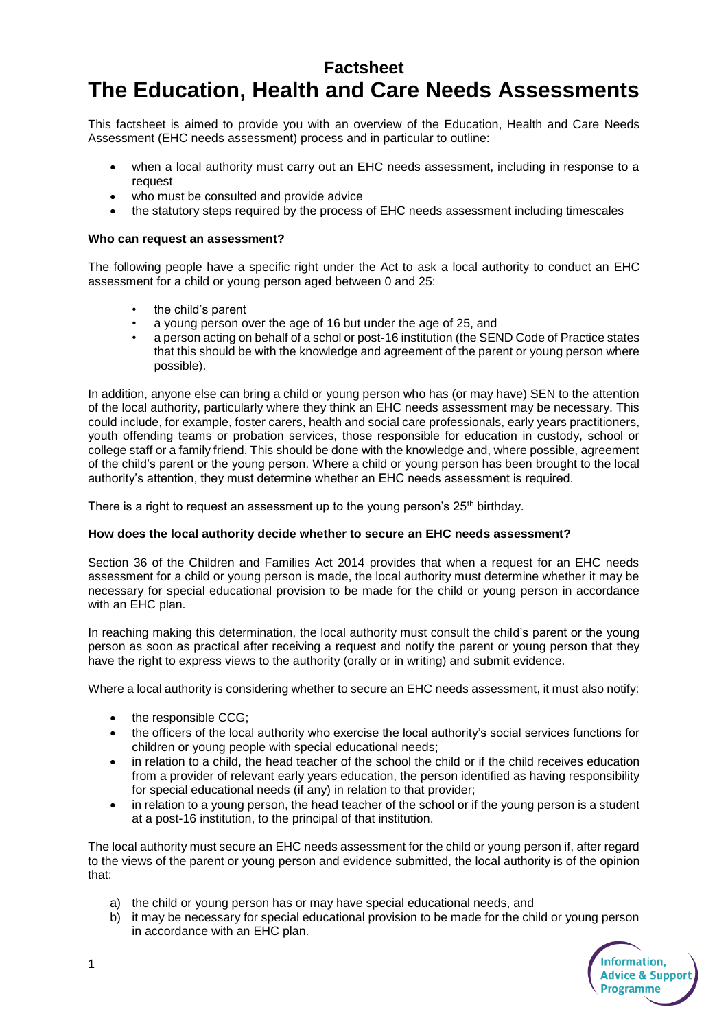# Factsheet

# The Education, Health and Care Needs Assessments

This factsheet is aimed to provide you with an overview of the Education, Health and Care Needs Assessment (EHC needs assessment) process and in particular to outline:

- when a local authority must carry out an EHC needs assessment, including in response to a request
- who must be consulted and provide advice
- the statutory steps required by the process of EHC needs assessment including timescales

**Who can request an assessment?**

The following people have a specific right under the Act to ask a local authority to conduct an EHC assessment for a child or young person aged between 0 and 25:

- the child's parent
- a young person over the age of 16 but under the age of 25, and
- a person acting on behalf of a schol or post-16 institution (the SEND Code of Practice states that this should be with the knowledge and agreement of the parent or young person where possible).

In addition, anyone else can bring a child or young person who has (or may have) SEN to the attention of the local authority, particularly where they think an EHC needs assessment may be necessary. This could include, for example, foster carers, health and social care professionals, early years practitioners, youth offending teams or probation services, those responsible for education in custody, school or college staff or a family friend. This should be done with the knowledge and, where possible, agreement of the child's parent or the young person. Where a child or young person has been brought to the local authority's attention, they must determine whether an EHC needs assessment is required.

There is a right to request an assessment up to the young person's 25th birthday.

**How does the local authority decide whether to secure an EHC needs assessment?**

Section 36 of the Children and Families Act 2014 provides that when a request for an EHC needs assessment for a child or young person is made, the local authority must determine whether it may be necessary for special educational provision to be made for the child or young person in accordance with an EHC plan.

In reaching making this determination, the local authority must consult the child's parent or the young person as soon as practical after receiving a request and notify the parent or young person that they have the right to express views to the authority (orally or in writing) and submit evidence.

Where a local authority is considering whether to secure an EHC needs assessment, it must also notify:

- the responsible CCG;
- the officers of the local authority who exercise the local authority's social services functions for children or young people with special educational needs;
- in relation to a child, the head teacher of the school the child or if the child receives education from a provider of relevant early years education, the person identified as having responsibility for special educational needs (if any) in relation to that provider;
- in relation to a young person, the head teacher of the school or if the young person is a student at a post-16 institution, to the principal of that institution.

The local authority must secure an EHC needs assessment for the child or young person if, after regard to the views of the parent or young person and evidence submitted, the local authority is of the opinion that:

a) the child or young person has or may have special educational needs, and
b) it may be necessary for special educational provision to be made for the child or young person in accordance with an EHC plan.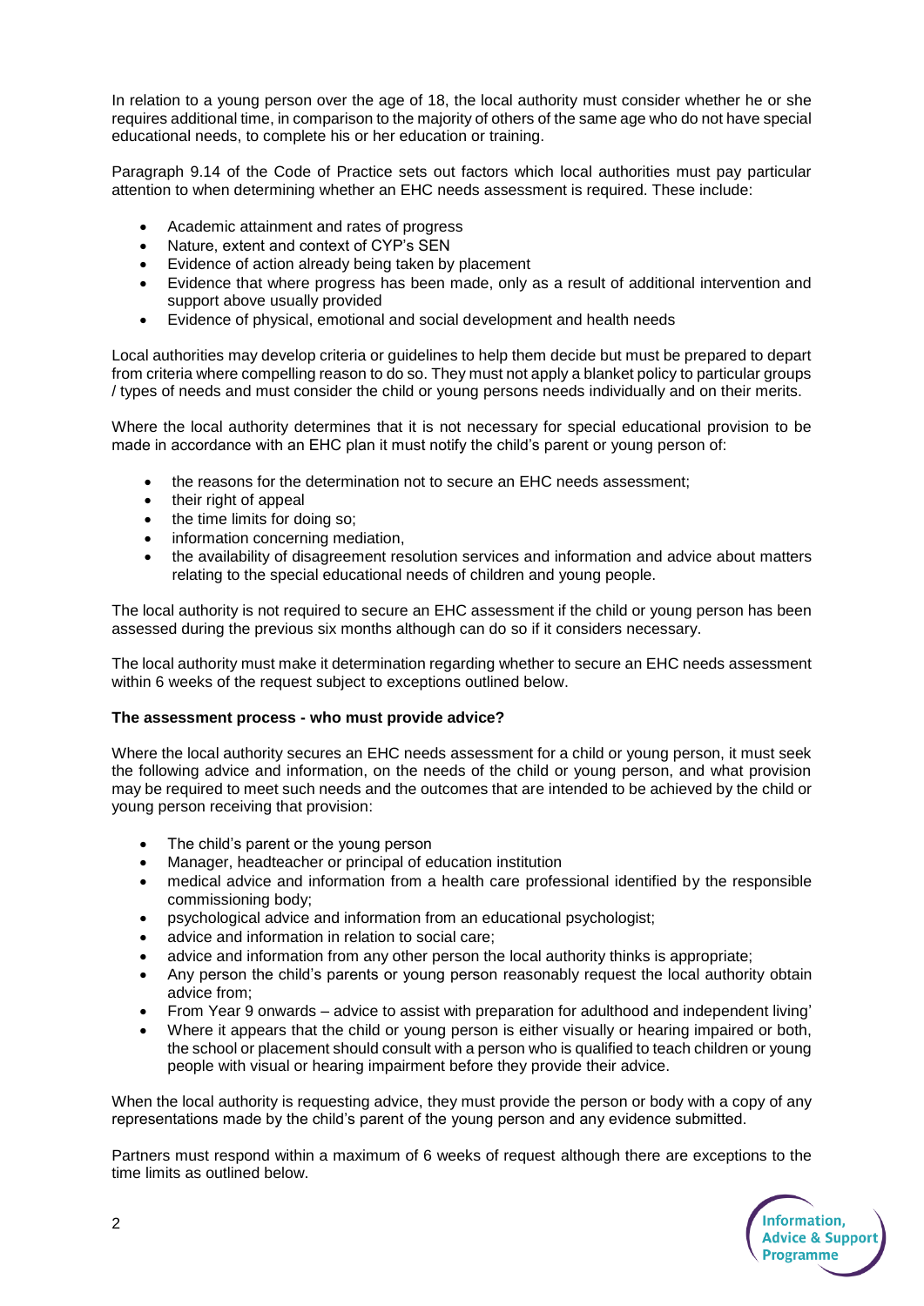In relation to a young person over the age of 18, the local authority must consider whether he or she requires additional time, in comparison to the majority of others of the same age who do not have special educational needs, to complete his or her education or training.

Paragraph 9.14 of the Code of Practice sets out factors which local authorities must pay particular attention to when determining whether an EHC needs assessment is required. These include:

- Academic attainment and rates of progress
- Nature, extent and context of CYP's SEN
- Evidence of action already being taken by placement
- Evidence that where progress has been made, only as a result of additional intervention and support above usually provided
- Evidence of physical, emotional and social development and health needs

Local authorities may develop criteria or guidelines to help them decide but must be prepared to depart from criteria where compelling reason to do so. They must not apply a blanket policy to particular groups / types of needs and must consider the child or young persons needs individually and on their merits.

Where the local authority determines that it is not necessary for special educational provision to be made in accordance with an EHC plan it must notify the child's parent or young person of:

- the reasons for the determination not to secure an EHC needs assessment;
- their right of appeal
- the time limits for doing so;
- information concerning mediation,
- the availability of disagreement resolution services and information and advice about matters relating to the special educational needs of children and young people.

The local authority is not required to secure an EHC assessment if the child or young person has been assessed during the previous six months although can do so if it considers necessary.

The local authority must make it determination regarding whether to secure an EHC needs assessment within 6 weeks of the request subject to exceptions outlined below.

**The assessment process - who must provide advice?**

Where the local authority secures an EHC needs assessment for a child or young person, it must seek the following advice and information, on the needs of the child or young person, and what provision may be required to meet such needs and the outcomes that are intended to be achieved by the child or young person receiving that provision:

- The child's parent or the young person
- Manager, headteacher or principal of education institution
- medical advice and information from a health care professional identified by the responsible commissioning body;
- psychological advice and information from an educational psychologist;
- advice and information in relation to social care;
- advice and information from any other person the local authority thinks is appropriate;
- Any person the child's parents or young person reasonably request the local authority obtain advice from;
- From Year 9 onwards – advice to assist with preparation for adulthood and independent living'
- Where it appears that the child or young person is either visually or hearing impaired or both, the school or placement should consult with a person who is qualified to teach children or young people with visual or hearing impairment before they provide their advice.

When the local authority is requesting advice, they must provide the person or body with a copy of any representations made by the child's parent of the young person and any evidence submitted.

Partners must respond within a maximum of 6 weeks of request although there are exceptions to the time limits as outlined below.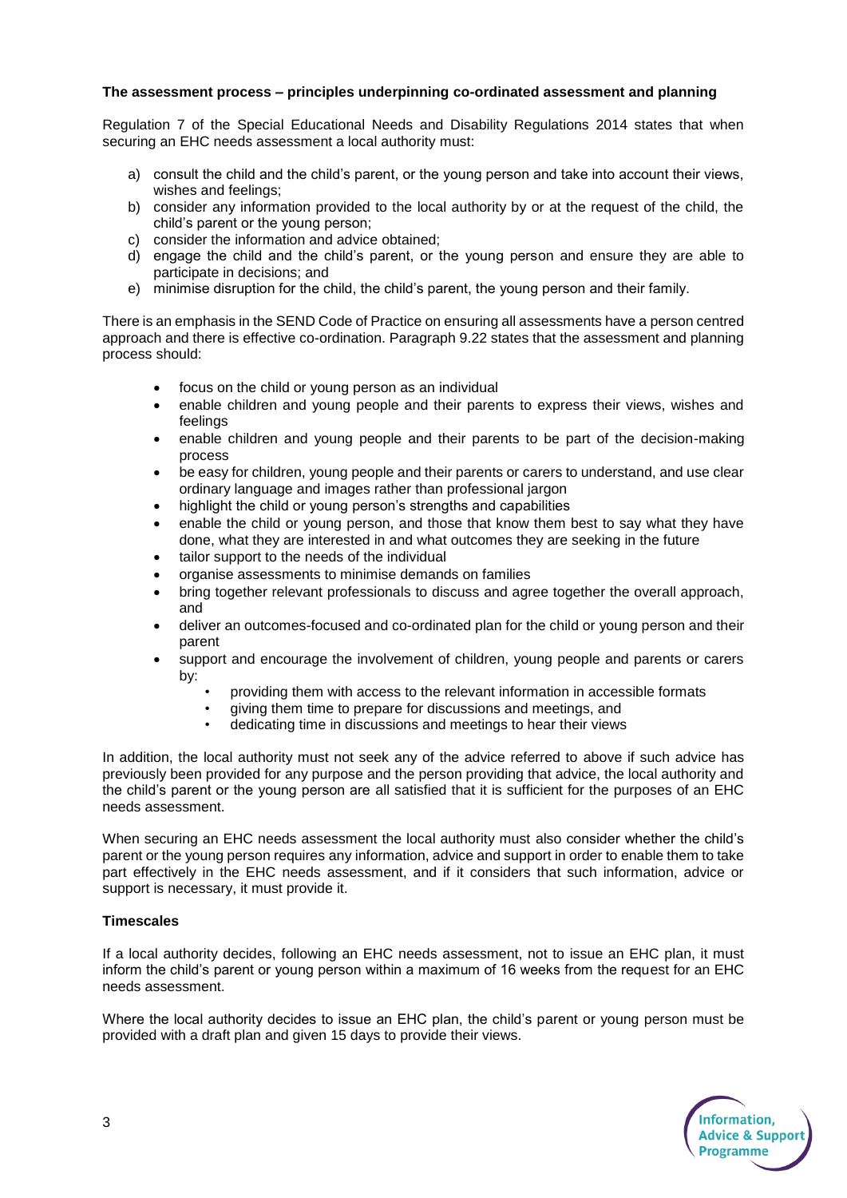**The assessment process – principles underpinning co-ordinated assessment and planning**

Regulation 7 of the Special Educational Needs and Disability Regulations 2014 states that when securing an EHC needs assessment a local authority must:

a) consult the child and the child's parent, or the young person and take into account their views, wishes and feelings;
b) consider any information provided to the local authority by or at the request of the child, the child's parent or the young person;
c) consider the information and advice obtained;
d) engage the child and the child's parent, or the young person and ensure they are able to participate in decisions; and
e) minimise disruption for the child, the child's parent, the young person and their family.

There is an emphasis in the SEND Code of Practice on ensuring all assessments have a person centred approach and there is effective co-ordination. Paragraph 9.22 states that the assessment and planning process should:

- focus on the child or young person as an individual
- enable children and young people and their parents to express their views, wishes and feelings
- enable children and young people and their parents to be part of the decision-making process
- be easy for children, young people and their parents or carers to understand, and use clear ordinary language and images rather than professional jargon
- highlight the child or young person's strengths and capabilities
- enable the child or young person, and those that know them best to say what they have done, what they are interested in and what outcomes they are seeking in the future
- tailor support to the needs of the individual
- organise assessments to minimise demands on families
- bring together relevant professionals to discuss and agree together the overall approach, and
- deliver an outcomes-focused and co-ordinated plan for the child or young person and their parent
- support and encourage the involvement of children, young people and parents or carers by:
  - providing them with access to the relevant information in accessible formats
  - giving them time to prepare for discussions and meetings, and
  - dedicating time in discussions and meetings to hear their views

In addition, the local authority must not seek any of the advice referred to above if such advice has previously been provided for any purpose and the person providing that advice, the local authority and the child's parent or the young person are all satisfied that it is sufficient for the purposes of an EHC needs assessment.

When securing an EHC needs assessment the local authority must also consider whether the child's parent or the young person requires any information, advice and support in order to enable them to take part effectively in the EHC needs assessment, and if it considers that such information, advice or support is necessary, it must provide it.

**Timescales**

If a local authority decides, following an EHC needs assessment, not to issue an EHC plan, it must inform the child's parent or young person within a maximum of 16 weeks from the request for an EHC needs assessment.

Where the local authority decides to issue an EHC plan, the child's parent or young person must be provided with a draft plan and given 15 days to provide their views.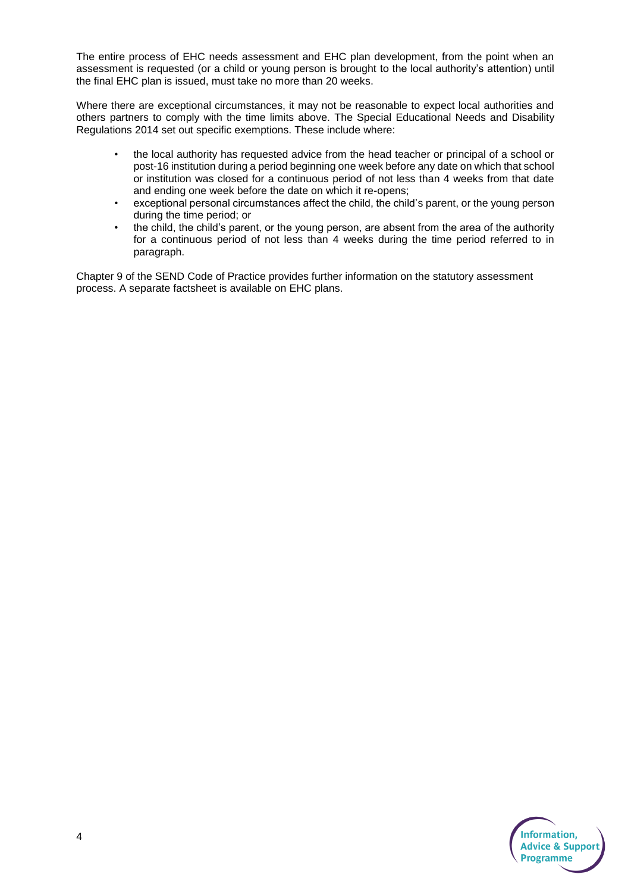The entire process of EHC needs assessment and EHC plan development, from the point when an assessment is requested (or a child or young person is brought to the local authority's attention) until the final EHC plan is issued, must take no more than 20 weeks.

Where there are exceptional circumstances, it may not be reasonable to expect local authorities and others partners to comply with the time limits above. The Special Educational Needs and Disability Regulations 2014 set out specific exemptions. These include where:

- the local authority has requested advice from the head teacher or principal of a school or post-16 institution during a period beginning one week before any date on which that school or institution was closed for a continuous period of not less than 4 weeks from that date and ending one week before the date on which it re-opens;
- exceptional personal circumstances affect the child, the child's parent, or the young person during the time period; or
- the child, the child's parent, or the young person, are absent from the area of the authority for a continuous period of not less than 4 weeks during the time period referred to in paragraph.

Chapter 9 of the SEND Code of Practice provides further information on the statutory assessment process. A separate factsheet is available on EHC plans.